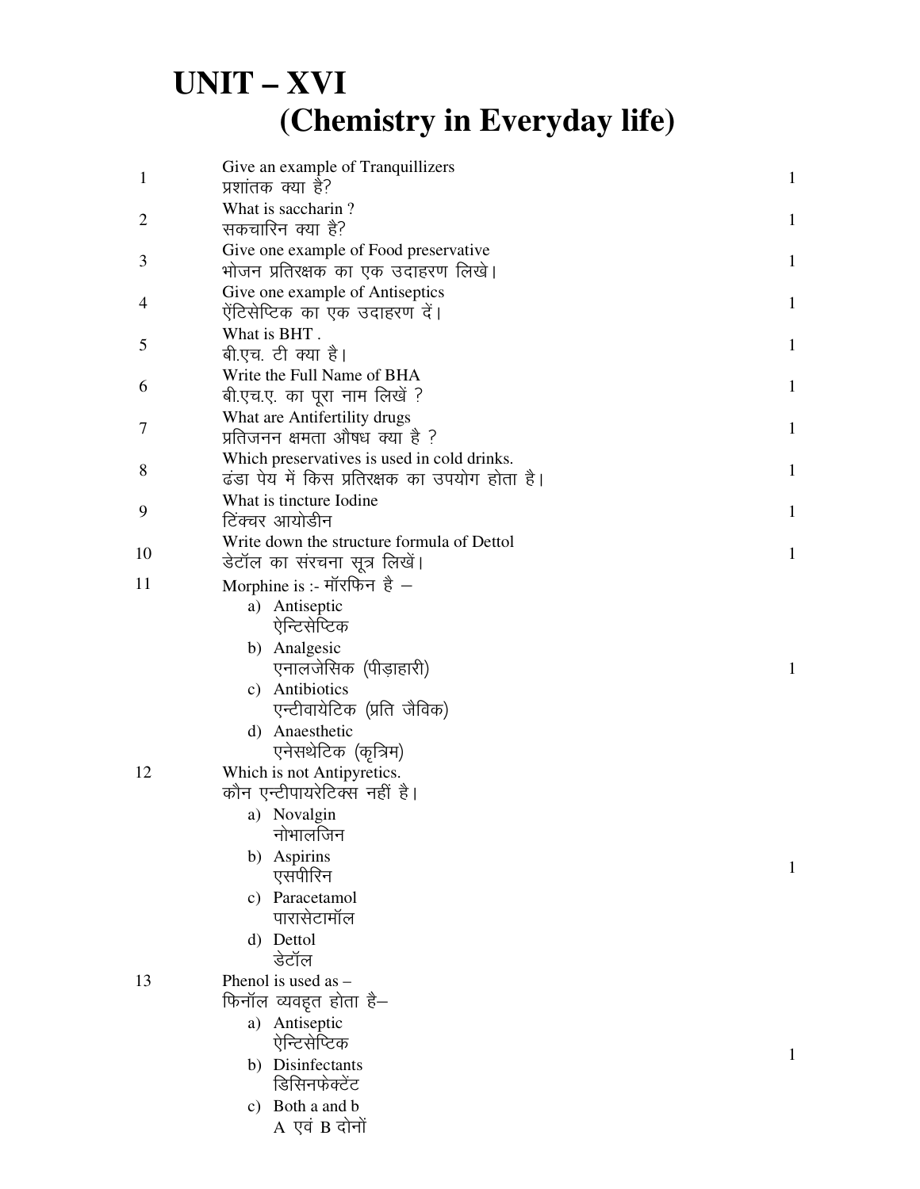# UNIT – XVI
## (Chemistry in Everyday life)

1. Give an example of Tranquillizers
   प्रशांतक क्या है? — 1

2. What is saccharin ?
   सकचारिन क्या है? — 1

3. Give one example of Food preservative
   भोजन प्रतिरक्षक का एक उदाहरण लिखे। — 1

4. Give one example of Antiseptics
   ऐंटिसेप्टिक का एक उदाहरण दें। — 1

5. What is BHT .
   बी.एच. टी क्या है। — 1

6. Write the Full Name of BHA
   बी.एच.ए. का पूरा नाम लिखें ? — 1

7. What are Antifertility drugs
   प्रतिजनन क्षमता औषध क्या है ? — 1

8. Which preservatives is used in cold drinks.
   ढंडा पेय में किस प्रतिरक्षक का उपयोग होता है। — 1

9. What is tincture Iodine
   टिंक्चर आयोडीन — 1

10. Write down the structure formula of Dettol
    डेटॉल का संरचना सूत्र लिखें। — 1

11. Morphine is :- मॉरफिन है – — 1
    a) Antiseptic
       ऐन्टिसेप्टिक
    b) Analgesic
       एनालजेसिक (पीड़ाहारी)
    c) Antibiotics
       एन्टीवायेटिक (प्रति जैविक)
    d) Anaesthetic
       एनेसथेटिक (कृत्रिम)

12. Which is not Antipyretics.
    कौन एन्टीपायरेटिक्स नहीं है। — 1
    a) Novalgin
       नोभालजिन
    b) Aspirins
       एसपीरिन
    c) Paracetamol
       पारासेटामॉल
    d) Dettol
       डेटॉल

13. Phenol is used as –
    फिनॉल व्यवहृत होता है– — 1
    a) Antiseptic
       ऐन्टिसेप्टिक
    b) Disinfectants
       डिसिनफेक्टेंट
    c) Both a and b
       A एवं B दोनों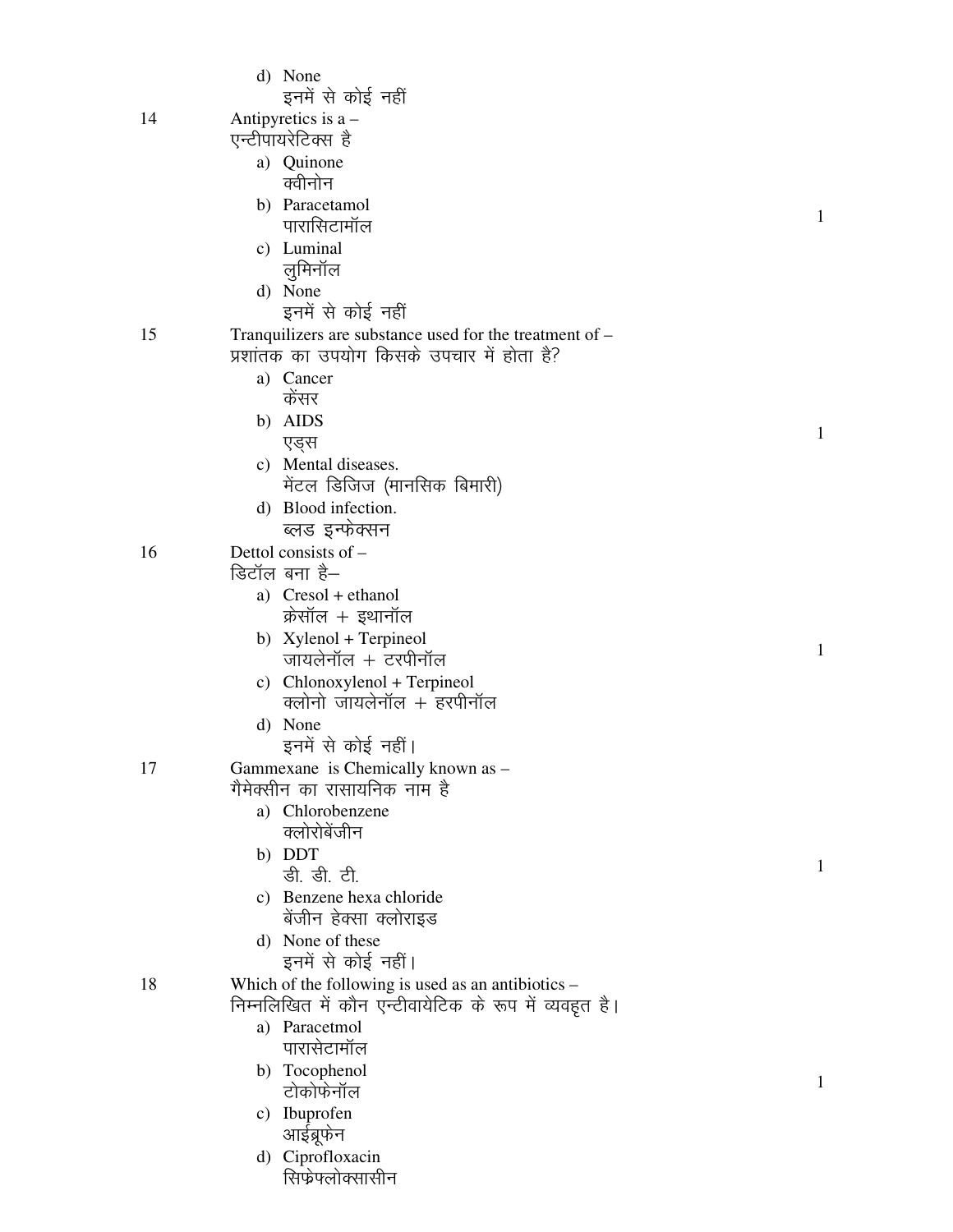d) None
   इनमें से कोई नहीं

14 Antipyretics is a –
एन्टीपायरेटिक्स है

a) Quinone
   क्वीनोन
b) Paracetamol
   पारासिटामॉल
c) Luminal
   लुमिनॉल
d) None
   इनमें से कोई नहीं

1

15 Tranquilizers are substance used for the treatment of –
प्रशांतक का उपयोग किसके उपचार में होता है?

a) Cancer
   केंसर
b) AIDS
   एड्स
c) Mental diseases.
   मेंटल डिजिज (मानसिक बिमारी)
d) Blood infection.
   ब्लड इन्फेक्सन

1

16 Dettol consists of –
डिटॉल बना है–

a) Cresol + ethanol
   क्रेसॉल + इथानॉल
b) Xylenol + Terpineol
   जायलेनॉल + टरपीनॉल
c) Chlonoxylenol + Terpineol
   क्लोनो जायलेनॉल + हरपीनॉल
d) None
   इनमें से कोई नहीं।

1

17 Gammexane is Chemically known as –
गैमेक्सीन का रासायनिक नाम है

a) Chlorobenzene
   क्लोरोबेंजीन
b) DDT
   डी. डी. टी.
c) Benzene hexa chloride
   बेंजीन हेक्सा क्लोराइड
d) None of these
   इनमें से कोई नहीं।

1

18 Which of the following is used as an antibiotics –
निम्नलिखित में कौन एन्टीवायेटिक के रूप में व्यवहृत है।

a) Paracetmol
   पारासेटामॉल
b) Tocophenol
   टोकोफेनॉल
c) Ibuprofen
   आईब्रूफेन
d) Ciprofloxacin
   सिफ्रेफ्लोक्सासीन

1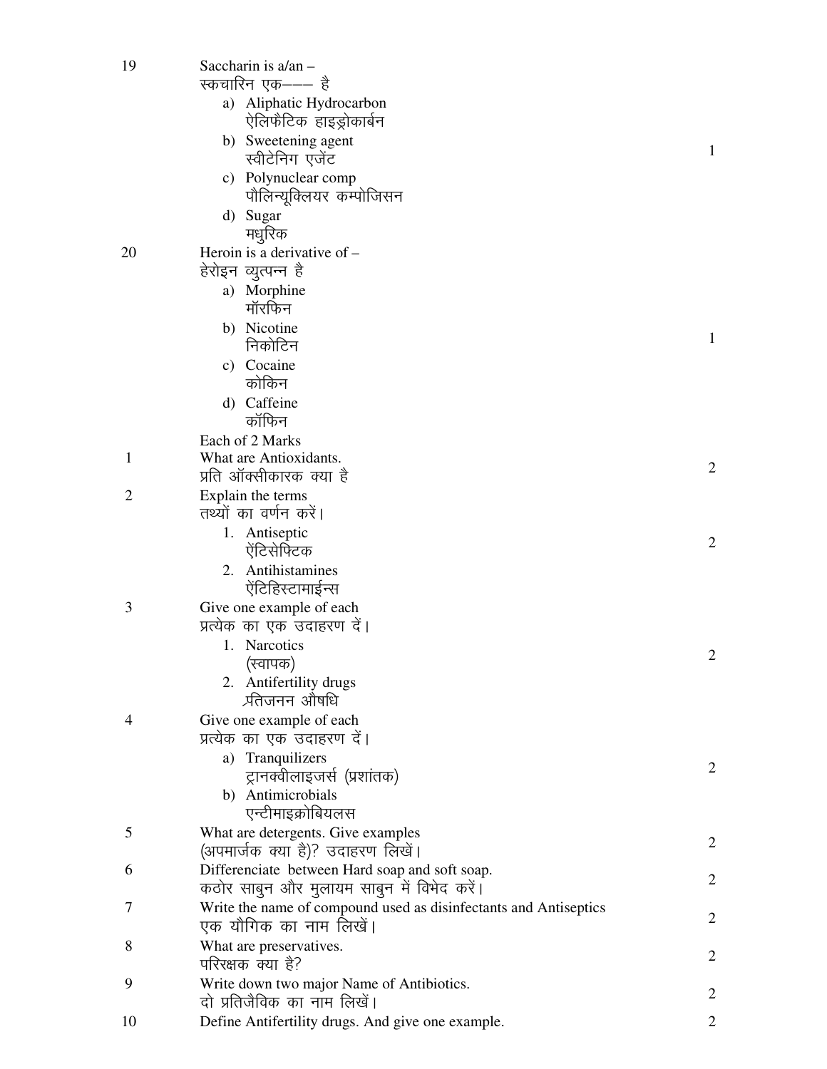19 Saccharin is a/an –
स्कचारिन एक––– है

a) Aliphatic Hydrocarbon
ऐलिफैटिक हाइड्रोकार्बन
b) Sweetening agent
स्वीटेनिग एजेंट
c) Polynuclear comp
पौलिन्यूक्लियर कम्पोजिसन
d) Sugar
मधुरिक

(1)

20 Heroin is a derivative of –
हेरोइन व्युत्पन्न है

a) Morphine
मॉरफिन
b) Nicotine
निकोटिन
c) Cocaine
कोकिन
d) Caffeine
कॉफिन

(1)

Each of 2 Marks

1 What are Antioxidants.
प्रति ऑक्सीकारक क्या है (2)

2 Explain the terms
तथ्यों का वर्णन करें।

1. Antiseptic
ऐंटिसेप्टिक
2. Antihistamines
ऐंटिहिस्टामाईन्स

(2)

3 Give one example of each
प्रत्येक का एक उदाहरण दें।

1. Narcotics
(स्वापक)
2. Antifertility drugs
प्रतिजनन औषधि

(2)

4 Give one example of each
प्रत्येक का एक उदाहरण दें।

a) Tranquilizers
ट्रानक्वीलाइजर्स (प्रशांतक)
b) Antimicrobials
एन्टीमाइक्रोबियलस

(2)

5 What are detergents. Give examples
(अपमार्जक क्या है)? उदाहरण लिखें। (2)

6 Differenciate between Hard soap and soft soap.
कठोर साबुन और मुलायम साबुन में विभेद करें। (2)

7 Write the name of compound used as disinfectants and Antiseptics
एक यौगिक का नाम लिखें। (2)

8 What are preservatives.
परिरक्षक क्या है? (2)

9 Write down two major Name of Antibiotics.
दो प्रतिजैविक का नाम लिखें। (2)

10 Define Antifertility drugs. And give one example. (2)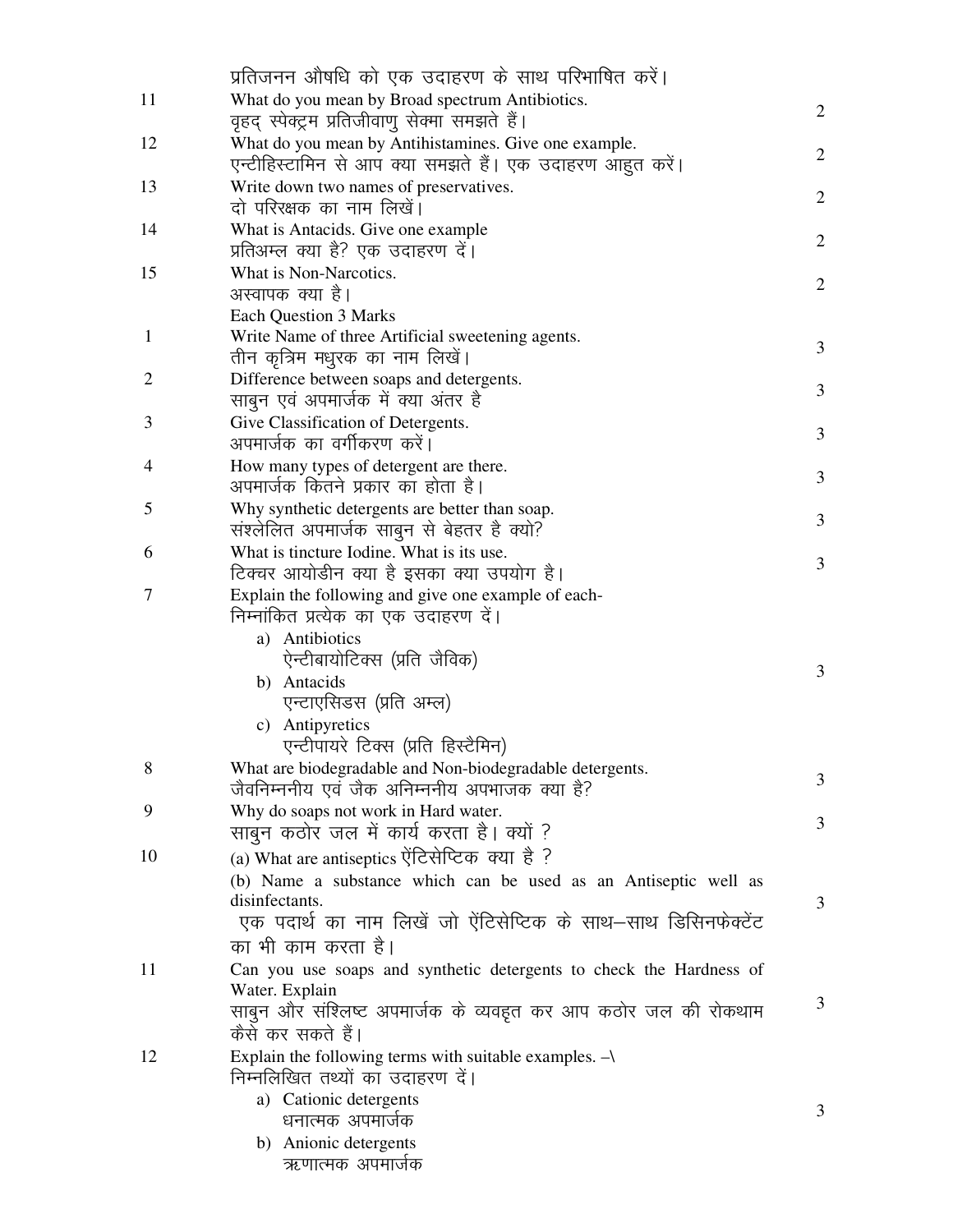प्रतिजनन औषधि को एक उदाहरण के साथ परिभाषित करें।

| | | |
|---|---|---|
| 11 | What do you mean by Broad spectrum Antibiotics.<br>वृहद् स्पेक्ट्रम प्रतिजीवाणु सेक्मा समझते हैं। | 2 |
| 12 | What do you mean by Antihistamines. Give one example.<br>एन्टीहिस्टामिन से आप क्या समझते हैं। एक उदाहरण आहुत करें। | 2 |
| 13 | Write down two names of preservatives.<br>दो परिरक्षक का नाम लिखें। | 2 |
| 14 | What is Antacids. Give one example<br>प्रतिअम्ल क्या है? एक उदाहरण दें। | 2 |
| 15 | What is Non-Narcotics.<br>अस्वापक क्या है। | 2 |

**Each Question 3 Marks**

| | | |
|---|---|---|
| 1 | Write Name of three Artificial sweetening agents.<br>तीन कृत्रिम मधुरक का नाम लिखें। | 3 |
| 2 | Difference between soaps and detergents.<br>साबुन एवं अपमार्जक में क्या अंतर है | 3 |
| 3 | Give Classification of Detergents.<br>अपमार्जक का वर्गीकरण करें। | 3 |
| 4 | How many types of detergent are there.<br>अपमार्जक कितने प्रकार का होता है। | 3 |
| 5 | Why synthetic detergents are better than soap.<br>संश्लेलित अपमार्जक साबुन से बेहतर है क्यो? | 3 |
| 6 | What is tincture Iodine. What is its use.<br>टिक्चर आयोडीन क्या है इसका क्या उपयोग है। | 3 |
| 7 | Explain the following and give one example of each-<br>निम्नांकित प्रत्येक का एक उदाहरण दें।<br>a) Antibiotics<br>ऐन्टीबायोटिक्स (प्रति जैविक)<br>b) Antacids<br>एन्टाएसिडस (प्रति अम्ल)<br>c) Antipyretics<br>एन्टीपायरे टिक्स (प्रति हिस्टैमिन) | 3 |
| 8 | What are biodegradable and Non-biodegradable detergents.<br>जैवनिम्ननीय एवं जैक अनिम्ननीय अपभाजक क्या है? | 3 |
| 9 | Why do soaps not work in Hard water.<br>साबुन कठोर जल में कार्य करता है। क्यों ? | 3 |
| 10 | (a) What are antiseptics ऐंटिसेप्टिक क्या है ?<br>(b) Name a substance which can be used as an Antiseptic well as disinfectants.<br>एक पदार्थ का नाम लिखें जो ऐंटिसेप्टिक के साथ–साथ डिसिनफेक्टेंट का भी काम करता है। | 3 |
| 11 | Can you use soaps and synthetic detergents to check the Hardness of Water. Explain<br>साबुन और संश्लिष्ट अपमार्जक के व्यवहृत कर आप कठोर जल की रोकथाम कैसे कर सकते हैं। | 3 |
| 12 | Explain the following terms with suitable examples. –\<br>निम्नलिखित तथ्यों का उदाहरण दें।<br>a) Cationic detergents<br>धनात्मक अपमार्जक<br>b) Anionic detergents<br>ऋणात्मक अपमार्जक | 3 |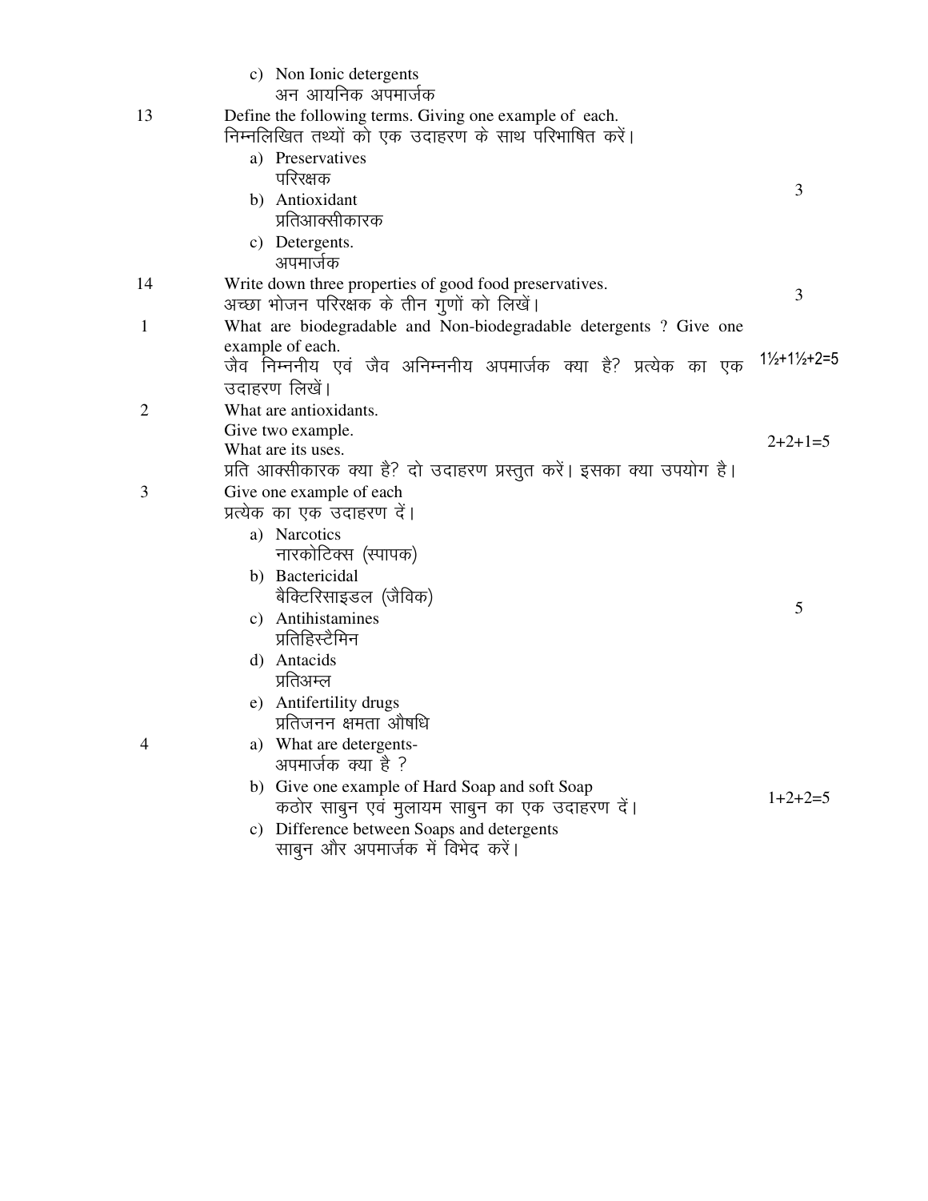c) Non Ionic detergents
   अन आयनिक अपमार्जक

13 Define the following terms. Giving one example of each.
निम्नलिखित तथ्यों को एक उदाहरण के साथ परिभाषित करें। — 3

a) Preservatives
   परिरक्षक

b) Antioxidant
   प्रतिआक्सीकारक

c) Detergents.
   अपमार्जक

14 Write down three properties of good food preservatives.
अच्छा भोजन परिरक्षक के तीन गुणों को लिखें। — 3

1 What are biodegradable and Non-biodegradable detergents ? Give one example of each.
जैव निम्ननीय एवं जैव अनिम्ननीय अपमार्जक क्या है? प्रत्येक का एक उदाहरण लिखें। — 1½+1½+2=5

2 What are antioxidants.
Give two example.
What are its uses.
प्रति आक्सीकारक क्या है? दो उदाहरण प्रस्तुत करें। इसका क्या उपयोग है। — 2+2+1=5

3 Give one example of each
प्रत्येक का एक उदाहरण दें। — 5

a) Narcotics
   नारकोटिक्स (स्पापक)

b) Bactericidal
   बैक्टिरिसाइडल (जैविक)

c) Antihistamines
   प्रतिहिस्टैमिन

d) Antacids
   प्रतिअम्ल

e) Antifertility drugs
   प्रतिजनन क्षमता औषधि

4 — 1+2+2=5

a) What are detergents-
   अपमार्जक क्या है ?

b) Give one example of Hard Soap and soft Soap
   कठोर साबुन एवं मुलायम साबुन का एक उदाहरण दें।

c) Difference between Soaps and detergents
   साबुन और अपमार्जक में विभेद करें।